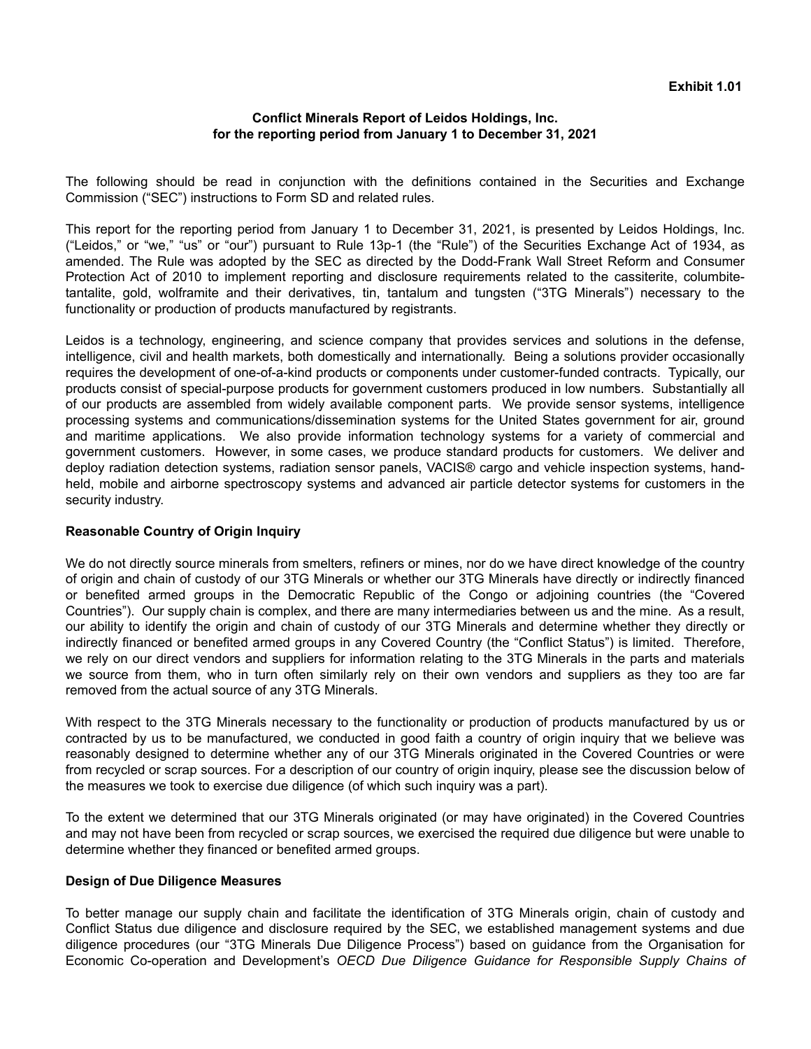**Exhibit 1.01**

**Conflict Minerals Report of Leidos Holdings, Inc.**
**for the reporting period from January 1 to December 31, 2021**

The following should be read in conjunction with the definitions contained in the Securities and Exchange Commission ("SEC") instructions to Form SD and related rules.

This report for the reporting period from January 1 to December 31, 2021, is presented by Leidos Holdings, Inc. ("Leidos," or "we," "us" or "our") pursuant to Rule 13p-1 (the "Rule") of the Securities Exchange Act of 1934, as amended. The Rule was adopted by the SEC as directed by the Dodd-Frank Wall Street Reform and Consumer Protection Act of 2010 to implement reporting and disclosure requirements related to the cassiterite, columbite-tantalite, gold, wolframite and their derivatives, tin, tantalum and tungsten ("3TG Minerals") necessary to the functionality or production of products manufactured by registrants.

Leidos is a technology, engineering, and science company that provides services and solutions in the defense, intelligence, civil and health markets, both domestically and internationally. Being a solutions provider occasionally requires the development of one-of-a-kind products or components under customer-funded contracts. Typically, our products consist of special-purpose products for government customers produced in low numbers. Substantially all of our products are assembled from widely available component parts. We provide sensor systems, intelligence processing systems and communications/dissemination systems for the United States government for air, ground and maritime applications. We also provide information technology systems for a variety of commercial and government customers. However, in some cases, we produce standard products for customers. We deliver and deploy radiation detection systems, radiation sensor panels, VACIS® cargo and vehicle inspection systems, hand-held, mobile and airborne spectroscopy systems and advanced air particle detector systems for customers in the security industry.

**Reasonable Country of Origin Inquiry**

We do not directly source minerals from smelters, refiners or mines, nor do we have direct knowledge of the country of origin and chain of custody of our 3TG Minerals or whether our 3TG Minerals have directly or indirectly financed or benefited armed groups in the Democratic Republic of the Congo or adjoining countries (the "Covered Countries"). Our supply chain is complex, and there are many intermediaries between us and the mine. As a result, our ability to identify the origin and chain of custody of our 3TG Minerals and determine whether they directly or indirectly financed or benefited armed groups in any Covered Country (the "Conflict Status") is limited. Therefore, we rely on our direct vendors and suppliers for information relating to the 3TG Minerals in the parts and materials we source from them, who in turn often similarly rely on their own vendors and suppliers as they too are far removed from the actual source of any 3TG Minerals.

With respect to the 3TG Minerals necessary to the functionality or production of products manufactured by us or contracted by us to be manufactured, we conducted in good faith a country of origin inquiry that we believe was reasonably designed to determine whether any of our 3TG Minerals originated in the Covered Countries or were from recycled or scrap sources. For a description of our country of origin inquiry, please see the discussion below of the measures we took to exercise due diligence (of which such inquiry was a part).

To the extent we determined that our 3TG Minerals originated (or may have originated) in the Covered Countries and may not have been from recycled or scrap sources, we exercised the required due diligence but were unable to determine whether they financed or benefited armed groups.

**Design of Due Diligence Measures**

To better manage our supply chain and facilitate the identification of 3TG Minerals origin, chain of custody and Conflict Status due diligence and disclosure required by the SEC, we established management systems and due diligence procedures (our "3TG Minerals Due Diligence Process") based on guidance from the Organisation for Economic Co-operation and Development's *OECD Due Diligence Guidance for Responsible Supply Chains of*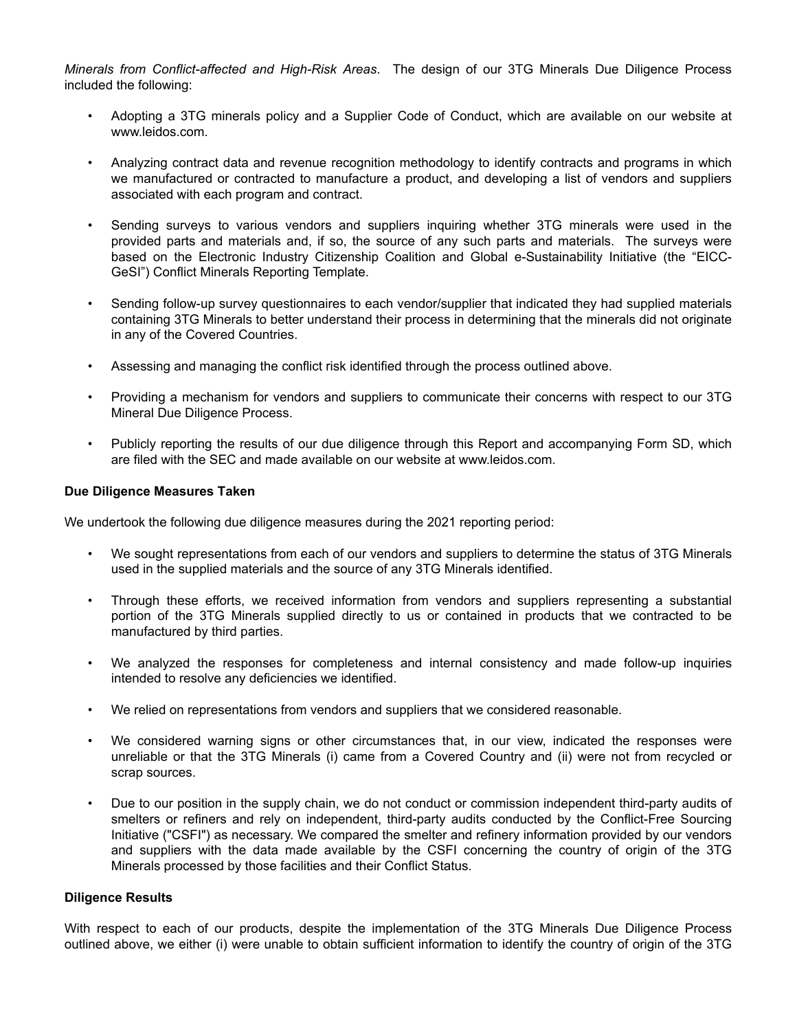*Minerals from Conflict-affected and High-Risk Areas*. The design of our 3TG Minerals Due Diligence Process included the following:

- Adopting a 3TG minerals policy and a Supplier Code of Conduct, which are available on our website at www.leidos.com.
- Analyzing contract data and revenue recognition methodology to identify contracts and programs in which we manufactured or contracted to manufacture a product, and developing a list of vendors and suppliers associated with each program and contract.
- Sending surveys to various vendors and suppliers inquiring whether 3TG minerals were used in the provided parts and materials and, if so, the source of any such parts and materials. The surveys were based on the Electronic Industry Citizenship Coalition and Global e-Sustainability Initiative (the "EICC-GeSI") Conflict Minerals Reporting Template.
- Sending follow-up survey questionnaires to each vendor/supplier that indicated they had supplied materials containing 3TG Minerals to better understand their process in determining that the minerals did not originate in any of the Covered Countries.
- Assessing and managing the conflict risk identified through the process outlined above.
- Providing a mechanism for vendors and suppliers to communicate their concerns with respect to our 3TG Mineral Due Diligence Process.
- Publicly reporting the results of our due diligence through this Report and accompanying Form SD, which are filed with the SEC and made available on our website at www.leidos.com.

**Due Diligence Measures Taken**

We undertook the following due diligence measures during the 2021 reporting period:

- We sought representations from each of our vendors and suppliers to determine the status of 3TG Minerals used in the supplied materials and the source of any 3TG Minerals identified.
- Through these efforts, we received information from vendors and suppliers representing a substantial portion of the 3TG Minerals supplied directly to us or contained in products that we contracted to be manufactured by third parties.
- We analyzed the responses for completeness and internal consistency and made follow-up inquiries intended to resolve any deficiencies we identified.
- We relied on representations from vendors and suppliers that we considered reasonable.
- We considered warning signs or other circumstances that, in our view, indicated the responses were unreliable or that the 3TG Minerals (i) came from a Covered Country and (ii) were not from recycled or scrap sources.
- Due to our position in the supply chain, we do not conduct or commission independent third-party audits of smelters or refiners and rely on independent, third-party audits conducted by the Conflict-Free Sourcing Initiative ("CSFI") as necessary. We compared the smelter and refinery information provided by our vendors and suppliers with the data made available by the CSFI concerning the country of origin of the 3TG Minerals processed by those facilities and their Conflict Status.

**Diligence Results**

With respect to each of our products, despite the implementation of the 3TG Minerals Due Diligence Process outlined above, we either (i) were unable to obtain sufficient information to identify the country of origin of the 3TG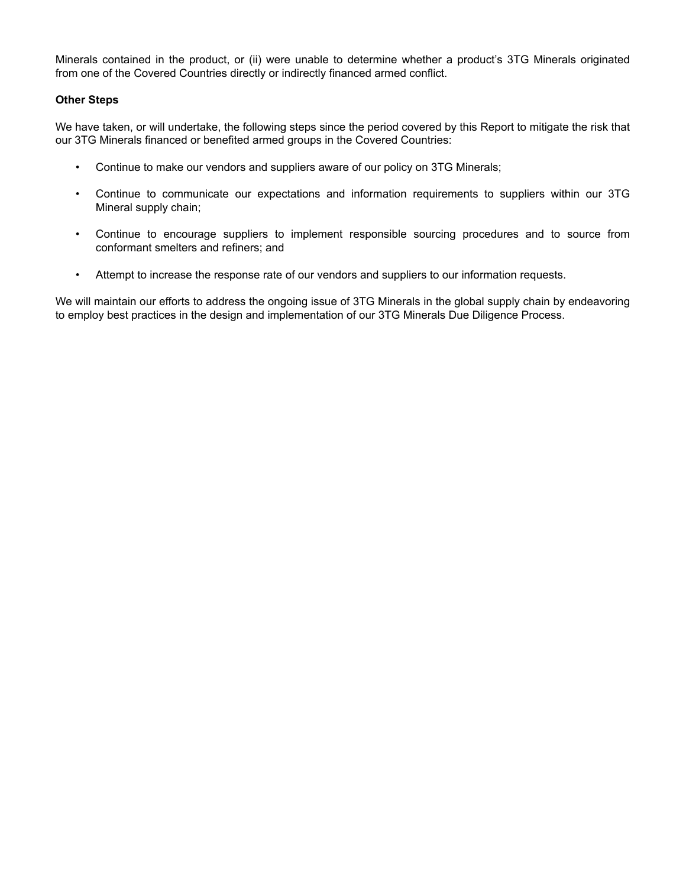Minerals contained in the product, or (ii) were unable to determine whether a product's 3TG Minerals originated from one of the Covered Countries directly or indirectly financed armed conflict.

**Other Steps**

We have taken, or will undertake, the following steps since the period covered by this Report to mitigate the risk that our 3TG Minerals financed or benefited armed groups in the Covered Countries:

- Continue to make our vendors and suppliers aware of our policy on 3TG Minerals;
- Continue to communicate our expectations and information requirements to suppliers within our 3TG Mineral supply chain;
- Continue to encourage suppliers to implement responsible sourcing procedures and to source from conformant smelters and refiners; and
- Attempt to increase the response rate of our vendors and suppliers to our information requests.

We will maintain our efforts to address the ongoing issue of 3TG Minerals in the global supply chain by endeavoring to employ best practices in the design and implementation of our 3TG Minerals Due Diligence Process.